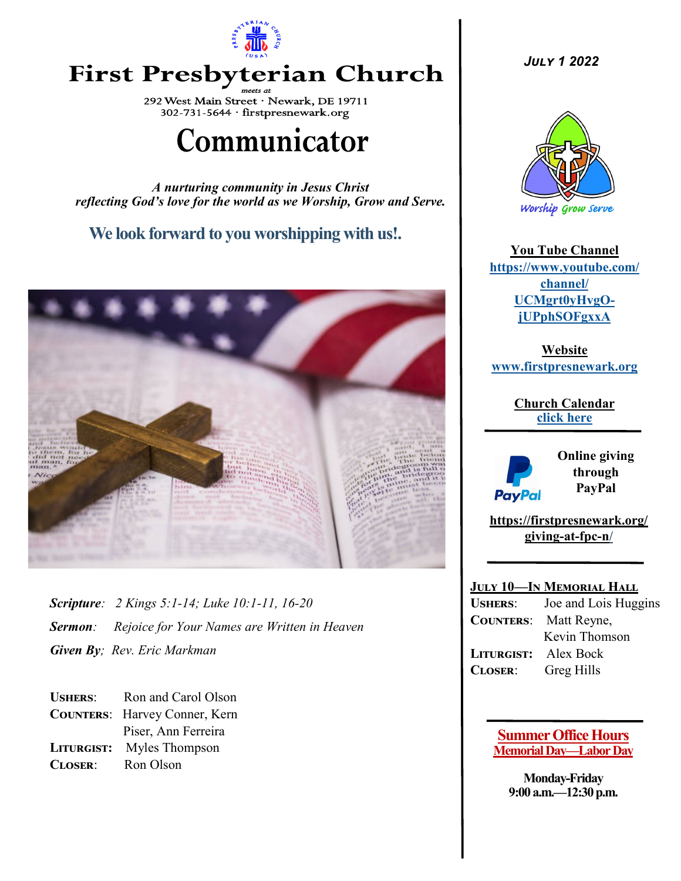# First Presbyterian Church

*meets at*

292 West Main Street · Newark, DE 19711
302-731-5644 · firstpresnewark.org

# Communicator

***A nurturing community in Jesus Christ reflecting God's love for the world as we Worship, Grow and Serve.***

## We look forward to you worshipping with us!.

***Scripture**: 2 Kings 5:1-14; Luke 10:1-11, 16-20*

***Sermon**: Rejoice for Your Names are Written in Heaven*

***Given By**; Rev. Eric Markman*

**USHERS**: Ron and Carol Olson
**COUNTERS**: Harvey Conner, Kern Piser, Ann Ferreira
**LITURGIST:** Myles Thompson
**CLOSER**: Ron Olson

***JULY 1 2022***

Worship Grow Serve

**You Tube Channel**
https://www.youtube.com/channel/UCMgrt0yHvgO-jUPphSOFgxxA

**Website**
www.firstpresnewark.org

**Church Calendar**
click here

**Online giving through PayPal**

https://firstpresnewark.org/giving-at-fpc-n/

**JULY 10—IN MEMORIAL HALL**

**USHERS**: Joe and Lois Huggins
**COUNTERS**: Matt Reyne, Kevin Thomson
**LITURGIST:** Alex Bock
**CLOSER**: Greg Hills

**Summer Office Hours**
**Memorial Day—Labor Day**

**Monday-Friday**
**9:00 a.m.—12:30 p.m.**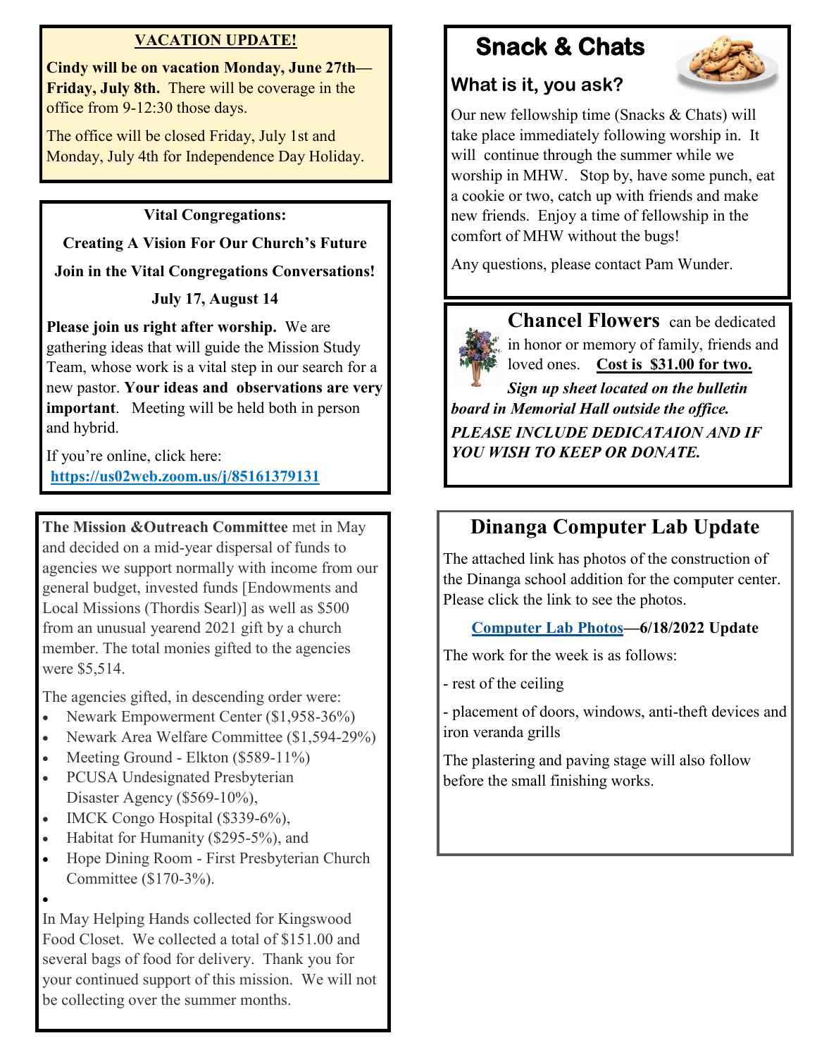## VACATION UPDATE!

**Cindy will be on vacation Monday, June 27th—Friday, July 8th.** There will be coverage in the office from 9-12:30 those days.

The office will be closed Friday, July 1st and Monday, July 4th for Independence Day Holiday.

---

**Vital Congregations:**

**Creating A Vision For Our Church's Future**

**Join in the Vital Congregations Conversations!**

**July 17, August 14**

**Please join us right after worship.** We are gathering ideas that will guide the Mission Study Team, whose work is a vital step in our search for a new pastor. **Your ideas and observations are very important**. Meeting will be held both in person and hybrid.

If you're online, click here:
**https://us02web.zoom.us/j/85161379131**

---

**The Mission &Outreach Committee** met in May and decided on a mid-year dispersal of funds to agencies we support normally with income from our general budget, invested funds [Endowments and Local Missions (Thordis Searl)] as well as $500 from an unusual yearend 2021 gift by a church member. The total monies gifted to the agencies were $5,514.

The agencies gifted, in descending order were:

- Newark Empowerment Center ($1,958-36%)
- Newark Area Welfare Committee ($1,594-29%)
- Meeting Ground - Elkton ($589-11%)
- PCUSA Undesignated Presbyterian Disaster Agency ($569-10%),
- IMCK Congo Hospital ($339-6%),
- Habitat for Humanity ($295-5%), and
- Hope Dining Room - First Presbyterian Church Committee ($170-3%).

In May Helping Hands collected for Kingswood Food Closet. We collected a total of $151.00 and several bags of food for delivery. Thank you for your continued support of this mission. We will not be collecting over the summer months.

---

## Snack & Chats

### What is it, you ask?

Our new fellowship time (Snacks & Chats) will take place immediately following worship in. It will continue through the summer while we worship in MHW. Stop by, have some punch, eat a cookie or two, catch up with friends and make new friends. Enjoy a time of fellowship in the comfort of MHW without the bugs!

Any questions, please contact Pam Wunder.

---

**Chancel Flowers** can be dedicated in honor or memory of family, friends and loved ones. **Cost is $31.00 for two.**

***Sign up sheet located on the bulletin board in Memorial Hall outside the office.***

***PLEASE INCLUDE DEDICATAION AND IF YOU WISH TO KEEP OR DONATE.***

---

## Dinanga Computer Lab Update

The attached link has photos of the construction of the Dinanga school addition for the computer center. Please click the link to see the photos.

**Computer Lab Photos—6/18/2022 Update**

The work for the week is as follows:

- rest of the ceiling

- placement of doors, windows, anti-theft devices and iron veranda grills

The plastering and paving stage will also follow before the small finishing works.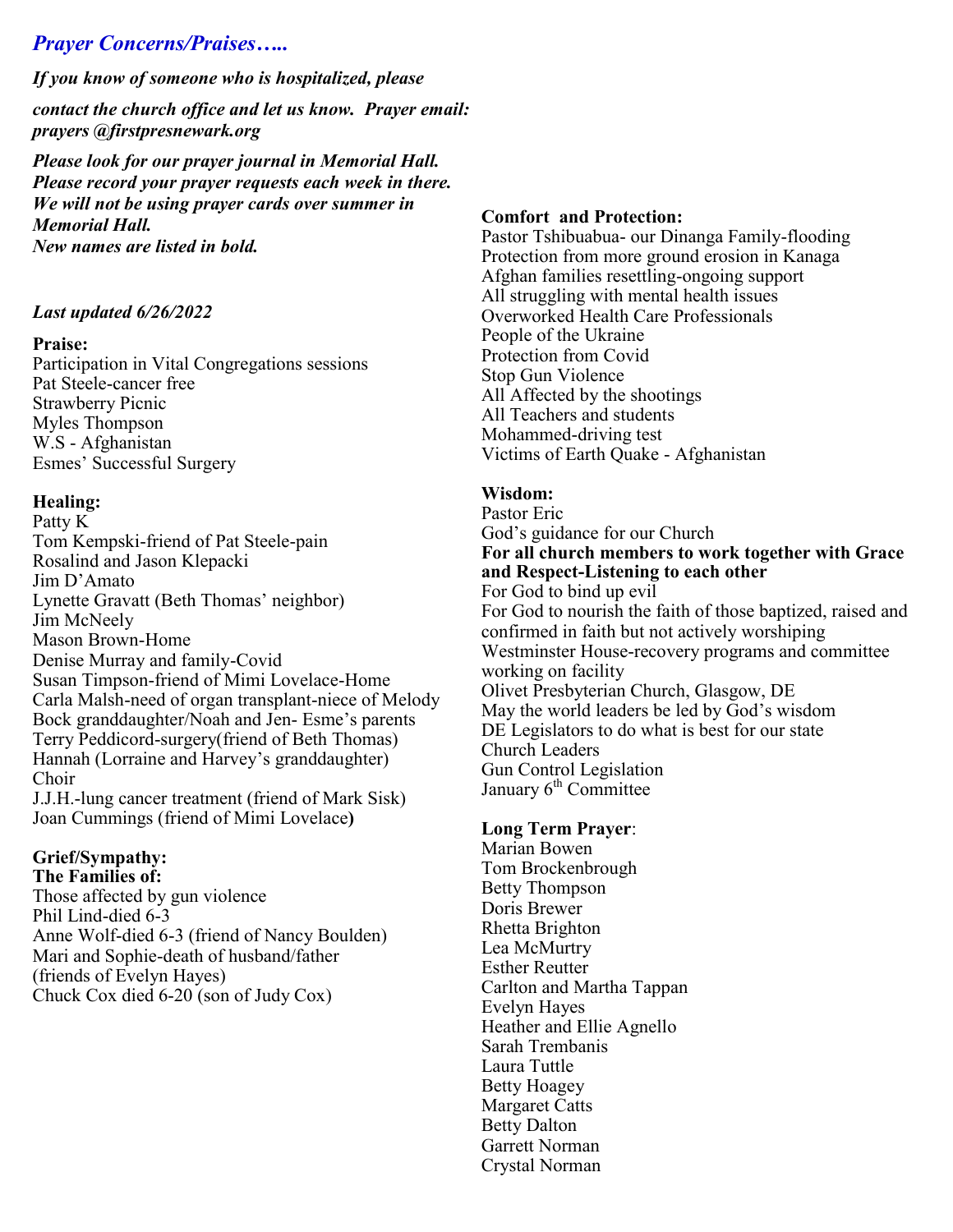## *Prayer Concerns/Praises…..*

***If you know of someone who is hospitalized, please contact the church office and let us know. Prayer email: prayers @firstpresnewark.org***

***Please look for our prayer journal in Memorial Hall. Please record your prayer requests each week in there. We will not be using prayer cards over summer in Memorial Hall. New names are listed in bold.***

***Last updated 6/26/2022***

**Praise:**
Participation in Vital Congregations sessions
Pat Steele-cancer free
Strawberry Picnic
Myles Thompson
W.S - Afghanistan
Esmes' Successful Surgery

**Healing:**
Patty K
Tom Kempski-friend of Pat Steele-pain
Rosalind and Jason Klepacki
Jim D'Amato
Lynette Gravatt (Beth Thomas' neighbor)
Jim McNeely
Mason Brown-Home
Denise Murray and family-Covid
Susan Timpson-friend of Mimi Lovelace-Home
Carla Malsh-need of organ transplant-niece of Melody Bock granddaughter/Noah and Jen- Esme's parents
Terry Peddicord-surgery(friend of Beth Thomas)
Hannah (Lorraine and Harvey's granddaughter)
Choir
J.J.H.-lung cancer treatment (friend of Mark Sisk)
Joan Cummings (friend of Mimi Lovelace**)**

**Grief/Sympathy:**
**The Families of:**
Those affected by gun violence
Phil Lind-died 6-3
Anne Wolf-died 6-3 (friend of Nancy Boulden)
Mari and Sophie-death of husband/father (friends of Evelyn Hayes)
Chuck Cox died 6-20 (son of Judy Cox)

**Comfort and Protection:**
Pastor Tshibuabua- our Dinanga Family-flooding
Protection from more ground erosion in Kanaga
Afghan families resettling-ongoing support
All struggling with mental health issues
Overworked Health Care Professionals
People of the Ukraine
Protection from Covid
Stop Gun Violence
All Affected by the shootings
All Teachers and students
Mohammed-driving test
Victims of Earth Quake - Afghanistan

**Wisdom:**
Pastor Eric
God's guidance for our Church
**For all church members to work together with Grace and Respect-Listening to each other**
For God to bind up evil
For God to nourish the faith of those baptized, raised and confirmed in faith but not actively worshiping
Westminster House-recovery programs and committee working on facility
Olivet Presbyterian Church, Glasgow, DE
May the world leaders be led by God's wisdom
DE Legislators to do what is best for our state
Church Leaders
Gun Control Legislation
January 6th Committee

**Long Term Prayer**:
Marian Bowen
Tom Brockenbrough
Betty Thompson
Doris Brewer
Rhetta Brighton
Lea McMurtry
Esther Reutter
Carlton and Martha Tappan
Evelyn Hayes
Heather and Ellie Agnello
Sarah Trembanis
Laura Tuttle
Betty Hoagey
Margaret Catts
Betty Dalton
Garrett Norman
Crystal Norman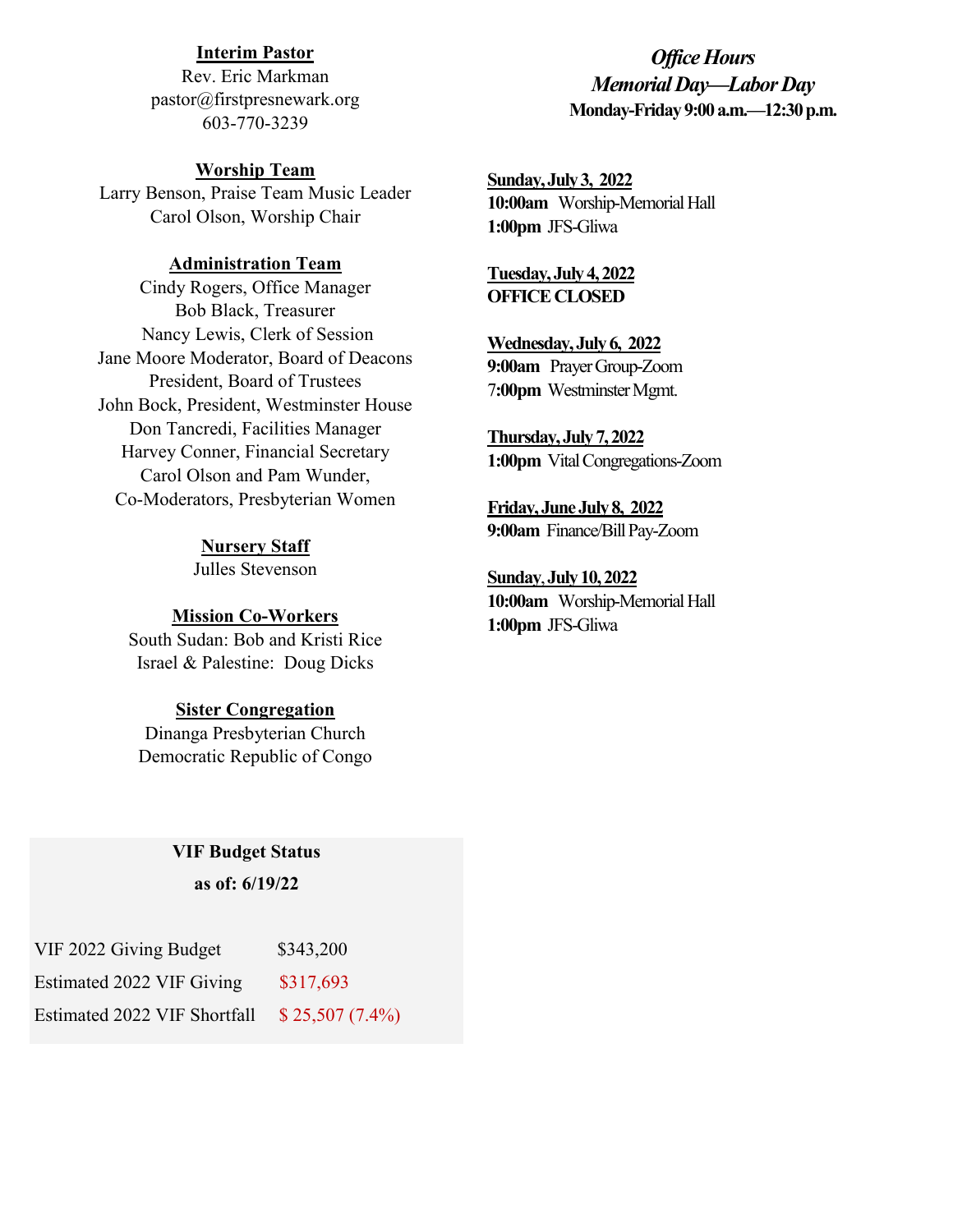**Interim Pastor**
Rev. Eric Markman
pastor@firstpresnewark.org
603-770-3239

**Worship Team**
Larry Benson, Praise Team Music Leader
Carol Olson, Worship Chair

**Administration Team**
Cindy Rogers, Office Manager
Bob Black, Treasurer
Nancy Lewis, Clerk of Session
Jane Moore Moderator, Board of Deacons
President, Board of Trustees
John Bock, President, Westminster House
Don Tancredi, Facilities Manager
Harvey Conner, Financial Secretary
Carol Olson and Pam Wunder,
Co-Moderators, Presbyterian Women

**Nursery Staff**
Julles Stevenson

**Mission Co-Workers**
South Sudan: Bob and Kristi Rice
Israel & Palestine: Doug Dicks

**Sister Congregation**
Dinanga Presbyterian Church
Democratic Republic of Congo

**VIF Budget Status**
**as of: 6/19/22**

| | |
|---|---|
| VIF 2022 Giving Budget | $343,200 |
| Estimated 2022 VIF Giving | $317,693 |
| Estimated 2022 VIF Shortfall | $ 25,507 (7.4%) |

***Office Hours***
***Memorial Day—Labor Day***
**Monday-Friday 9:00 a.m.—12:30 p.m.**

**Sunday, July 3, 2022**
**10:00am** Worship-Memorial Hall
**1:00pm** JFS-Gliwa

**Tuesday, July 4, 2022**
**OFFICE CLOSED**

**Wednesday, July 6, 2022**
**9:00am** Prayer Group-Zoom
**7:00pm** Westminster Mgmt.

**Thursday, July 7, 2022**
**1:00pm** Vital Congregations-Zoom

**Friday, June July 8, 2022**
**9:00am** Finance/Bill Pay-Zoom

**Sunday, July 10, 2022**
**10:00am** Worship-Memorial Hall
**1:00pm** JFS-Gliwa